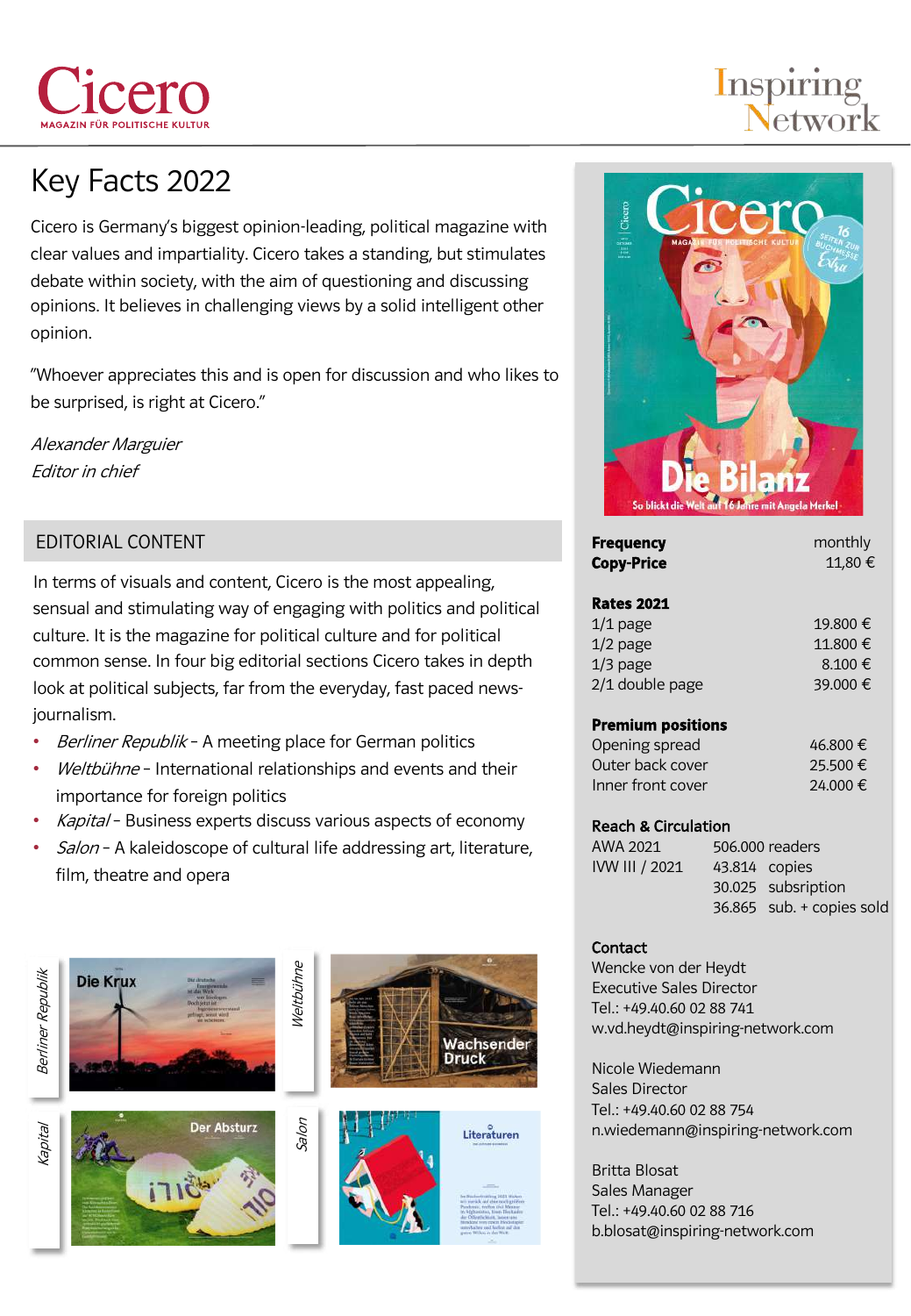Cicero
MAGAZIN FÜR POLITISCHE KULTUR

Inspiring Network

# Key Facts 2022

Cicero is Germany's biggest opinion-leading, political magazine with clear values and impartiality. Cicero takes a standing, but stimulates debate within society, with the aim of questioning and discussing opinions. It believes in challenging views by a solid intelligent other opinion.

"Whoever appreciates this and is open for discussion and who likes to be surprised, is right at Cicero."

*Alexander Marguier*
*Editor in chief*

## EDITORIAL CONTENT

In terms of visuals and content, Cicero is the most appealing, sensual and stimulating way of engaging with politics and political culture. It is the magazine for political culture and for political common sense. In four big editorial sections Cicero takes in depth look at political subjects, far from the everyday, fast paced news-journalism.

- *Berliner Republik* – A meeting place for German politics
- *Weltbühne* – International relationships and events and their importance for foreign politics
- *Kapital* – Business experts discuss various aspects of economy
- *Salon* – A kaleidoscope of cultural life addressing art, literature, film, theatre and opera

*Berliner Republik* | *Weltbühne* | *Kapital* | *Salon*

| | |
|---|---|
| **Frequency** | monthly |
| **Copy-Price** | 11,80 € |

**Rates 2021**

| | |
|---|---|
| 1/1 page | 19.800 € |
| 1/2 page | 11.800 € |
| 1/3 page | 8.100 € |
| 2/1 double page | 39.000 € |

**Premium positions**

| | |
|---|---|
| Opening spread | 46.800 € |
| Outer back cover | 25.500 € |
| Inner front cover | 24.000 € |

**Reach & Circulation**

| | | |
|---|---|---|
| AWA 2021 | 506.000 | readers |
| IVW III / 2021 | 43.814 | copies |
| | 30.025 | subsription |
| | 36.865 | sub. + copies sold |

**Contact**

Wencke von der Heydt
Executive Sales Director
Tel.: +49.40.60 02 88 741
w.vd.heydt@inspiring-network.com

Nicole Wiedemann
Sales Director
Tel.: +49.40.60 02 88 754
n.wiedemann@inspiring-network.com

Britta Blosat
Sales Manager
Tel.: +49.40.60 02 88 716
b.blosat@inspiring-network.com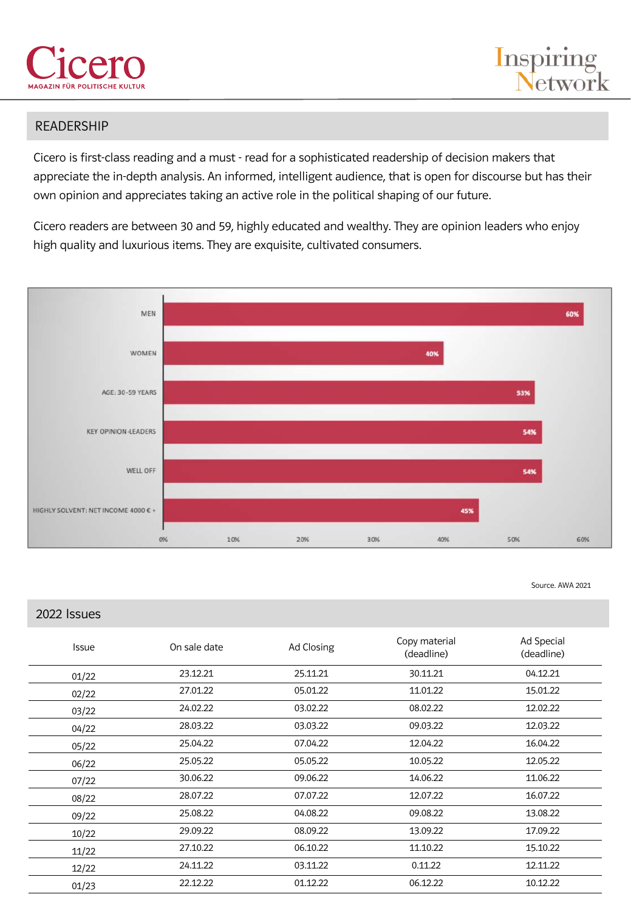## READERSHIP

Cicero is first-class reading and a must - read for a sophisticated readership of decision makers that appreciate the in-depth analysis. An informed, intelligent audience, that is open for discourse but has their own opinion and appreciates taking an active role in the political shaping of our future.

Cicero readers are between 30 and 59, highly educated and wealthy. They are opinion leaders who enjoy high quality and luxurious items. They are exquisite, cultivated consumers.

MEN 60%

WOMEN 40%

AGE: 30-59 YEARS 53%

KEY OPINION-LEADERS 54%

WELL OFF 54%

HIGHLY SOLVENT: NET INCOME 4000 € + 45%

0% 10% 20% 30% 40% 50% 60%

Source. AWA 2021

## 2022 Issues

| Issue | On sale date | Ad Closing | Copy material (deadline) | Ad Special (deadline) |
|---|---|---|---|---|
| 01/22 | 23.12.21 | 25.11.21 | 30.11.21 | 04.12.21 |
| 02/22 | 27.01.22 | 05.01.22 | 11.01.22 | 15.01.22 |
| 03/22 | 24.02.22 | 03.02.22 | 08.02.22 | 12.02.22 |
| 04/22 | 28.03.22 | 03.03.22 | 09.03.22 | 12.03.22 |
| 05/22 | 25.04.22 | 07.04.22 | 12.04.22 | 16.04.22 |
| 06/22 | 25.05.22 | 05.05.22 | 10.05.22 | 12.05.22 |
| 07/22 | 30.06.22 | 09.06.22 | 14.06.22 | 11.06.22 |
| 08/22 | 28.07.22 | 07.07.22 | 12.07.22 | 16.07.22 |
| 09/22 | 25.08.22 | 04.08.22 | 09.08.22 | 13.08.22 |
| 10/22 | 29.09.22 | 08.09.22 | 13.09.22 | 17.09.22 |
| 11/22 | 27.10.22 | 06.10.22 | 11.10.22 | 15.10.22 |
| 12/22 | 24.11.22 | 03.11.22 | 0.11.22 | 12.11.22 |
| 01/23 | 22.12.22 | 01.12.22 | 06.12.22 | 10.12.22 |